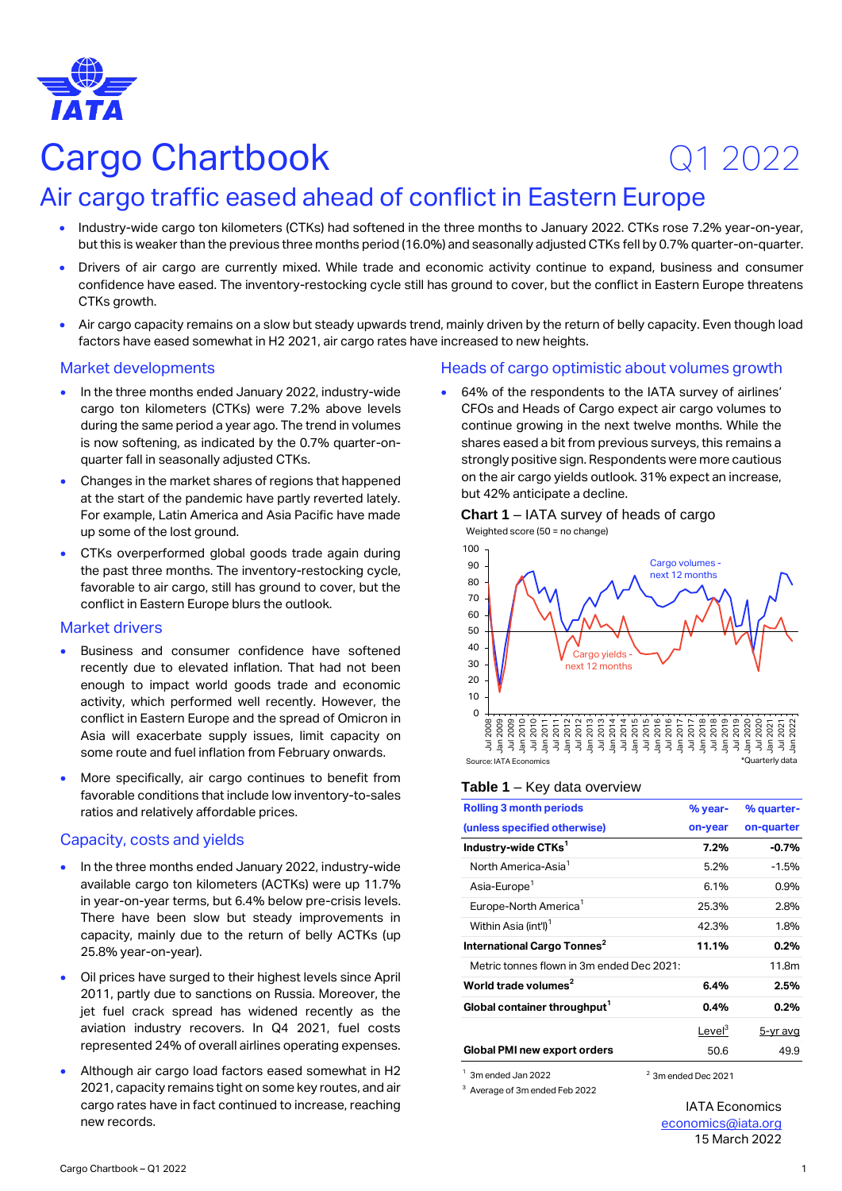# Cargo Chartbook

Q1 2022

## Air cargo traffic eased ahead of conflict in Eastern Europe

- Industry-wide cargo ton kilometers (CTKs) had softened in the three months to January 2022. CTKs rose 7.2% year-on-year, but this is weaker than the previous three months period (16.0%) and seasonally adjusted CTKs fell by 0.7% quarter-on-quarter.
- Drivers of air cargo are currently mixed. While trade and economic activity continue to expand, business and consumer confidence have eased. The inventory-restocking cycle still has ground to cover, but the conflict in Eastern Europe threatens CTKs growth.
- Air cargo capacity remains on a slow but steady upwards trend, mainly driven by the return of belly capacity. Even though load factors have eased somewhat in H2 2021, air cargo rates have increased to new heights.

### Market developments

- In the three months ended January 2022, industry-wide cargo ton kilometers (CTKs) were 7.2% above levels during the same period a year ago. The trend in volumes is now softening, as indicated by the 0.7% quarter-on-quarter fall in seasonally adjusted CTKs.
- Changes in the market shares of regions that happened at the start of the pandemic have partly reverted lately. For example, Latin America and Asia Pacific have made up some of the lost ground.
- CTKs overperformed global goods trade again during the past three months. The inventory-restocking cycle, favorable to air cargo, still has ground to cover, but the conflict in Eastern Europe blurs the outlook.

### Market drivers

- Business and consumer confidence have softened recently due to elevated inflation. That had not been enough to impact world goods trade and economic activity, which performed well recently. However, the conflict in Eastern Europe and the spread of Omicron in Asia will exacerbate supply issues, limit capacity on some route and fuel inflation from February onwards.
- More specifically, air cargo continues to benefit from favorable conditions that include low inventory-to-sales ratios and relatively affordable prices.

### Capacity, costs and yields

- In the three months ended January 2022, industry-wide available cargo ton kilometers (ACTKs) were up 11.7% in year-on-year terms, but 6.4% below pre-crisis levels. There have been slow but steady improvements in capacity, mainly due to the return of belly ACTKs (up 25.8% year-on-year).
- Oil prices have surged to their highest levels since April 2011, partly due to sanctions on Russia. Moreover, the jet fuel crack spread has widened recently as the aviation industry recovers. In Q4 2021, fuel costs represented 24% of overall airlines operating expenses.
- Although air cargo load factors eased somewhat in H2 2021, capacity remains tight on some key routes, and air cargo rates have in fact continued to increase, reaching new records.

### Heads of cargo optimistic about volumes growth

- 64% of the respondents to the IATA survey of airlines' CFOs and Heads of Cargo expect air cargo volumes to continue growing in the next twelve months. While the shares eased a bit from previous surveys, this remains a strongly positive sign. Respondents were more cautious on the air cargo yields outlook. 31% expect an increase, but 42% anticipate a decline.

**Chart 1** – IATA survey of heads of cargo

Weighted score (50 = no change)

Source: IATA Economics  *Quarterly data

**Table 1** – Key data overview

| Rolling 3 month periods (unless specified otherwise) | % year-on-year | % quarter-on-quarter |
|---|---|---|
| **Industry-wide CTKs**[1] | **7.2%** | **-0.7%** |
| North America-Asia[1] | 5.2% | -1.5% |
| Asia-Europe[1] | 6.1% | 0.9% |
| Europe-North America[1] | 25.3% | 2.8% |
| Within Asia (int'l)[1] | 42.3% | 1.8% |
| **International Cargo Tonnes**[2] | **11.1%** | **0.2%** |
| Metric tonnes flown in 3m ended Dec 2021: | | 11.8m |
| **World trade volumes**[2] | **6.4%** | **2.5%** |
| **Global container throughput**[1] | **0.4%** | **0.2%** |
| | Level[3] | 5-yr avg |
| **Global PMI new export orders** | 50.6 | 49.9 |

[1] 3m ended Jan 2022  [2] 3m ended Dec 2021

[3] Average of 3m ended Feb 2022

IATA Economics
economics@iata.org
15 March 2022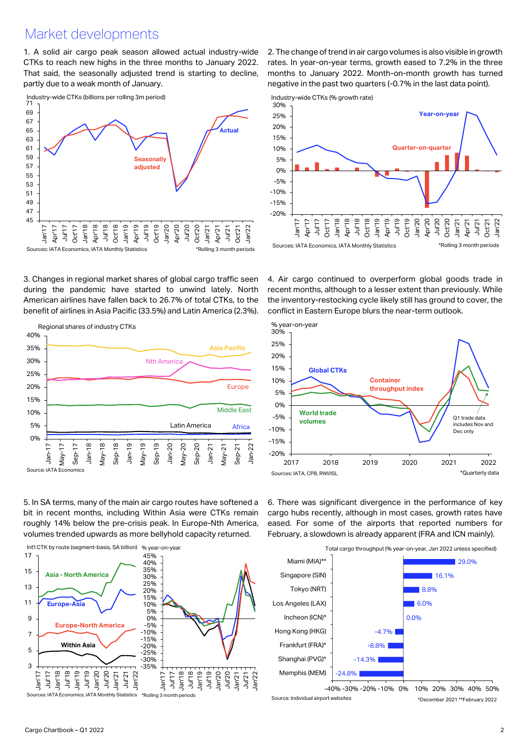# Market developments

1. A solid air cargo peak season allowed actual industry-wide CTKs to reach new highs in the three months to January 2022. That said, the seasonally adjusted trend is starting to decline, partly due to a weak month of January.

Industry-wide CTKs (billions per rolling 3m period)

Sources: IATA Economics, IATA Monthly Statistics *Rolling 3 month periods

2. The change of trend in air cargo volumes is also visible in growth rates. In year-on-year terms, growth eased to 7.2% in the three months to January 2022. Month-on-month growth has turned negative in the past two quarters (-0.7% in the last data point).

Industry-wide CTKs (% growth rate)

Sources: IATA Economics, IATA Monthly Statistics *Rolling 3 month periods

3. Changes in regional market shares of global cargo traffic seen during the pandemic have started to unwind lately. North American airlines have fallen back to 26.7% of total CTKs, to the benefit of airlines in Asia Pacific (33.5%) and Latin America (2.3%).

Regional shares of industry CTKs

Source: IATA Economics

4. Air cargo continued to overperform global goods trade in recent months, although to a lesser extent than previously. While the inventory-restocking cycle likely still has ground to cover, the conflict in Eastern Europe blurs the near-term outlook.

% year-on-year

Sources: IATA, CPB, RWI/ISL *Quarterly data

5. In SA terms, many of the main air cargo routes have softened a bit in recent months, including Within Asia were CTKs remain roughly 14% below the pre-crisis peak. In Europe-Nth America, volumes trended upwards as more bellyhold capacity returned.

Int'l CTK by route (segment-basis, SA billion) % year-on-year

Sources: IATA Economics, IATA Monthly Statistics *Rolling 3 month periods

6. There was significant divergence in the performance of key cargo hubs recently, although in most cases, growth rates have eased. For some of the airports that reported numbers for February, a slowdown is already apparent (FRA and ICN mainly).

Total cargo throughput (% year-on-year, Jan 2022 unless specified)

| Airport | % year-on-year |
|---|---|
| Miami (MIA)** | 29.0% |
| Singapore (SIN) | 16.1% |
| Tokyo (NRT) | 8.8% |
| Los Angeles (LAX) | 6.0% |
| Incheon (ICN)* | 0.0% |
| Hong Kong (HKG) | -4.7% |
| Frankfurt (FRA)* | -8.8% |
| Shanghai (PVG)* | -14.3% |
| Memphis (MEM) | -24.8% |

Source: Individual airport websites *December 2021 **February 2022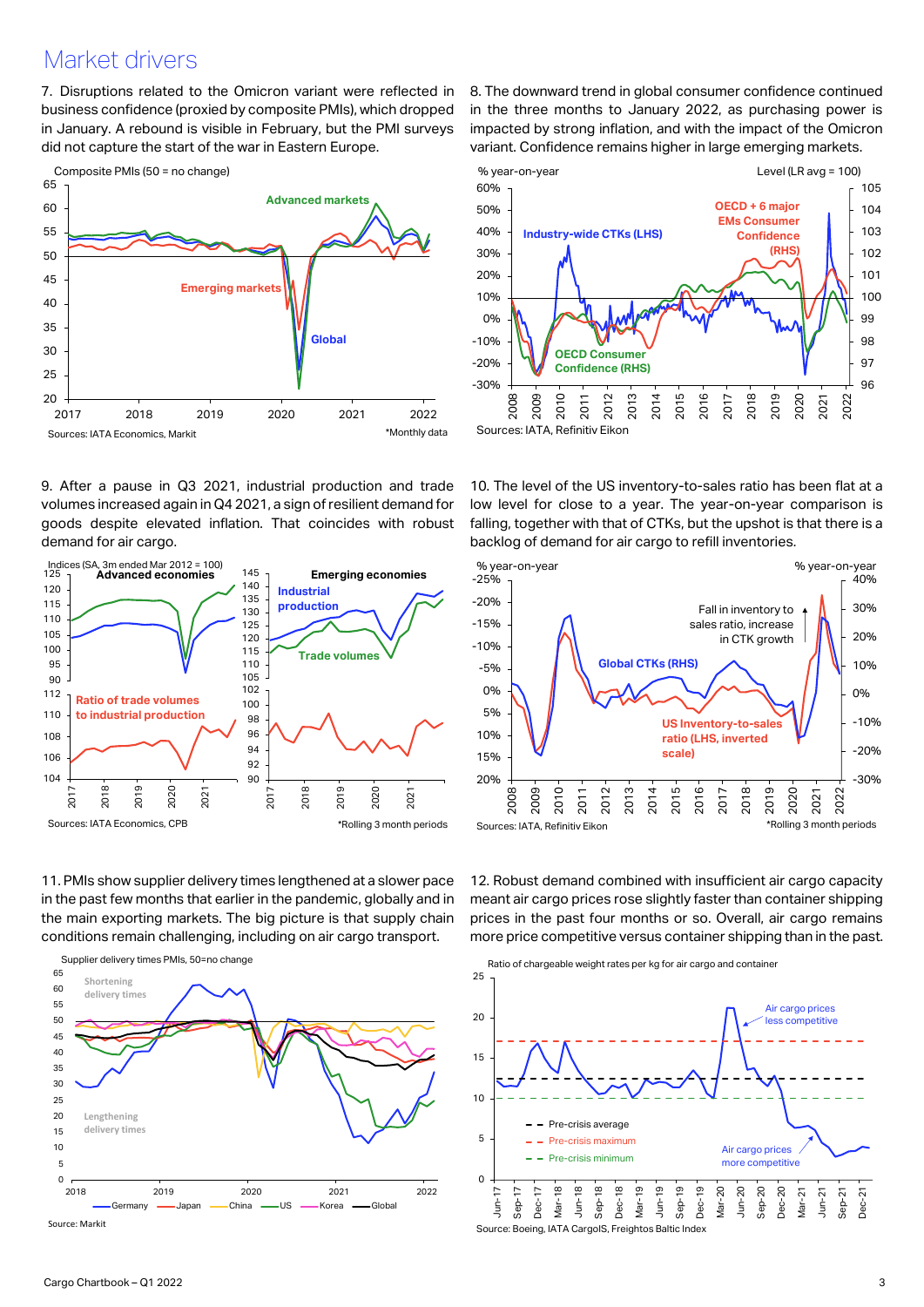# Market drivers

7. Disruptions related to the Omicron variant were reflected in business confidence (proxied by composite PMIs), which dropped in January. A rebound is visible in February, but the PMI surveys did not capture the start of the war in Eastern Europe.

Composite PMIs (50 = no change)

Sources: IATA Economics, Markit — *Monthly data

8. The downward trend in global consumer confidence continued in the three months to January 2022, as purchasing power is impacted by strong inflation, and with the impact of the Omicron variant. Confidence remains higher in large emerging markets.

Sources: IATA, Refinitiv Eikon

9. After a pause in Q3 2021, industrial production and trade volumes increased again in Q4 2021, a sign of resilient demand for goods despite elevated inflation. That coincides with robust demand for air cargo.

Sources: IATA Economics, CPB — *Rolling 3 month periods

10. The level of the US inventory-to-sales ratio has been flat at a low level for close to a year. The year-on-year comparison is falling, together with that of CTKs, but the upshot is that there is a backlog of demand for air cargo to refill inventories.

Sources: IATA, Refinitiv Eikon — *Rolling 3 month periods

11. PMIs show supplier delivery times lengthened at a slower pace in the past few months that earlier in the pandemic, globally and in the main exporting markets. The big picture is that supply chain conditions remain challenging, including on air cargo transport.

Supplier delivery times PMIs, 50=no change

Source: Markit

12. Robust demand combined with insufficient air cargo capacity meant air cargo prices rose slightly faster than container shipping prices in the past four months or so. Overall, air cargo remains more price competitive versus container shipping than in the past.

Ratio of chargeable weight rates per kg for air cargo and container

Source: Boeing, IATA CargoIS, Freightos Baltic Index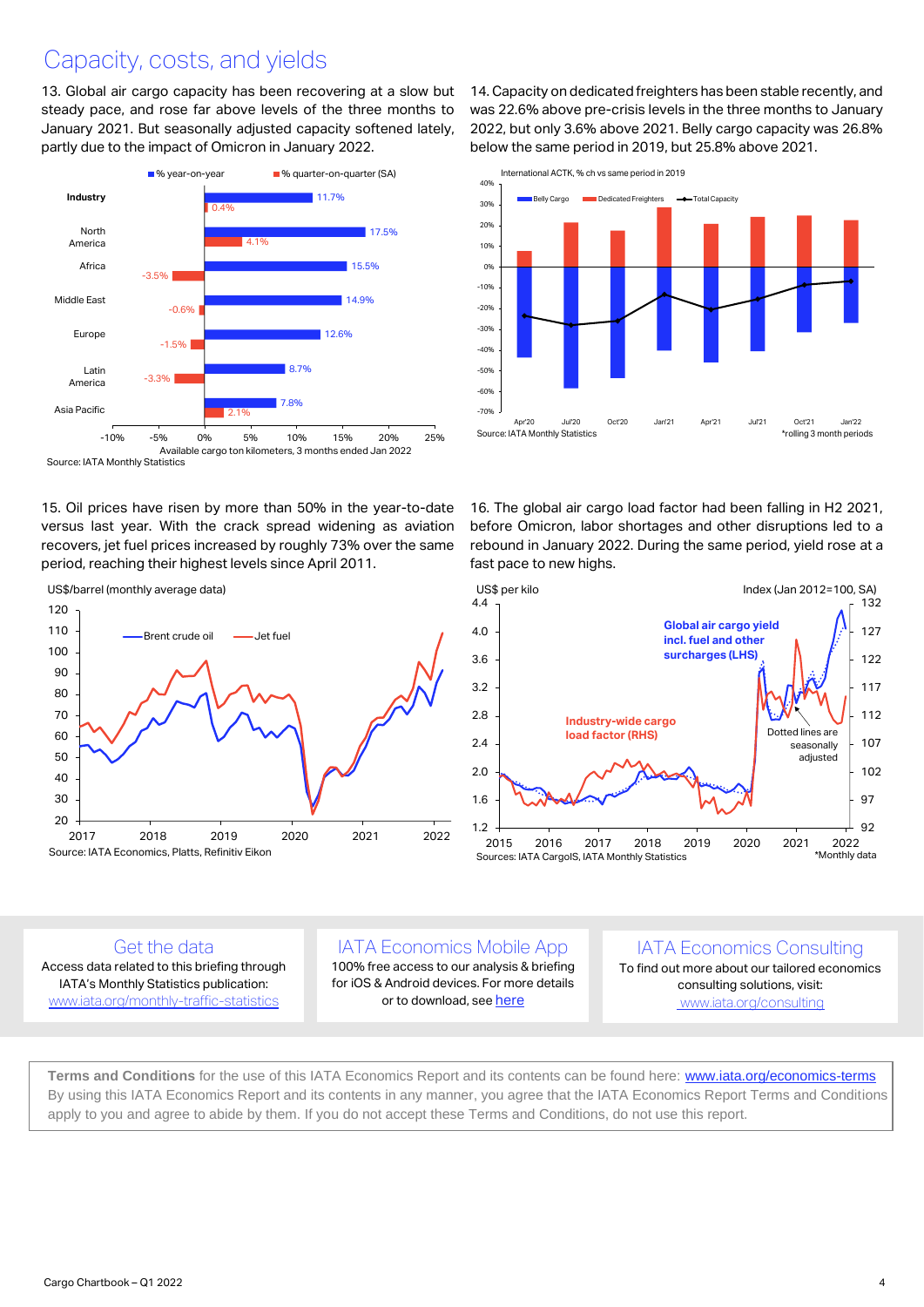# Capacity, costs, and yields

13. Global air cargo capacity has been recovering at a slow but steady pace, and rose far above levels of the three months to January 2021. But seasonally adjusted capacity softened lately, partly due to the impact of Omicron in January 2022.

% year-on-year
% quarter-on-quarter (SA)

Industry
11.7%
0.4%

North America
17.5%
4.1%

Africa
15.5%
-3.5%

Middle East
14.9%
-0.6%

Europe
12.6%
-1.5%

Latin America
8.7%
-3.3%

Asia Pacific
7.8%
2.1%

-10% -5% 0% 5% 10% 15% 20% 25%

Available cargo ton kilometers, 3 months ended Jan 2022

Source: IATA Monthly Statistics

14. Capacity on dedicated freighters has been stable recently, and was 22.6% above pre-crisis levels in the three months to January 2022, but only 3.6% above 2021. Belly cargo capacity was 26.8% below the same period in 2019, but 25.8% above 2021.

International ACTK, % ch vs same period in 2019

Belly Cargo
Dedicated Freighters
Total Capacity

40% 30% 20% 10% 0% -10% -20% -30% -40% -50% -60% -70%

Apr'20 Jul'20 Oct'20 Jan'21 Apr'21 Jul'21 Oct'21 Jan'22

Source: IATA Monthly Statistics

*rolling 3 month periods

15. Oil prices have risen by more than 50% in the year-to-date versus last year. With the crack spread widening as aviation recovers, jet fuel prices increased by roughly 73% over the same period, reaching their highest levels since April 2011.

US$/barrel (monthly average data)

Brent crude oil
Jet fuel

120 110 100 90 80 70 60 50 40 30 20

2017 2018 2019 2020 2021 2022

Source: IATA Economics, Platts, Refinitiv Eikon

16. The global air cargo load factor had been falling in H2 2021, before Omicron, labor shortages and other disruptions led to a rebound in January 2022. During the same period, yield rose at a fast pace to new highs.

US$ per kilo

Index (Jan 2012=100, SA)

Global air cargo yield incl. fuel and other surcharges (LHS)

Industry-wide cargo load factor (RHS)

Dotted lines are seasonally adjusted

4.4 4.0 3.6 3.2 2.8 2.4 2.0 1.6 1.2

132 127 122 117 112 107 102 97 92

2015 2016 2017 2018 2019 2020 2021 2022

Sources: IATA CargoIS, IATA Monthly Statistics

*Monthly data

## Get the data

Access data related to this briefing through IATA's Monthly Statistics publication:
[www.iata.org/monthly-traffic-statistics](www.iata.org/monthly-traffic-statistics)

## IATA Economics Mobile App

100% free access to our analysis & briefing for iOS & Android devices. For more details or to download, see here

## IATA Economics Consulting

To find out more about our tailored economics consulting solutions, visit:
[www.iata.org/consulting](www.iata.org/consulting)

**Terms and Conditions** for the use of this IATA Economics Report and its contents can be found here: [www.iata.org/economics-terms](www.iata.org/economics-terms)
By using this IATA Economics Report and its contents in any manner, you agree that the IATA Economics Report Terms and Conditions apply to you and agree to abide by them. If you do not accept these Terms and Conditions, do not use this report.